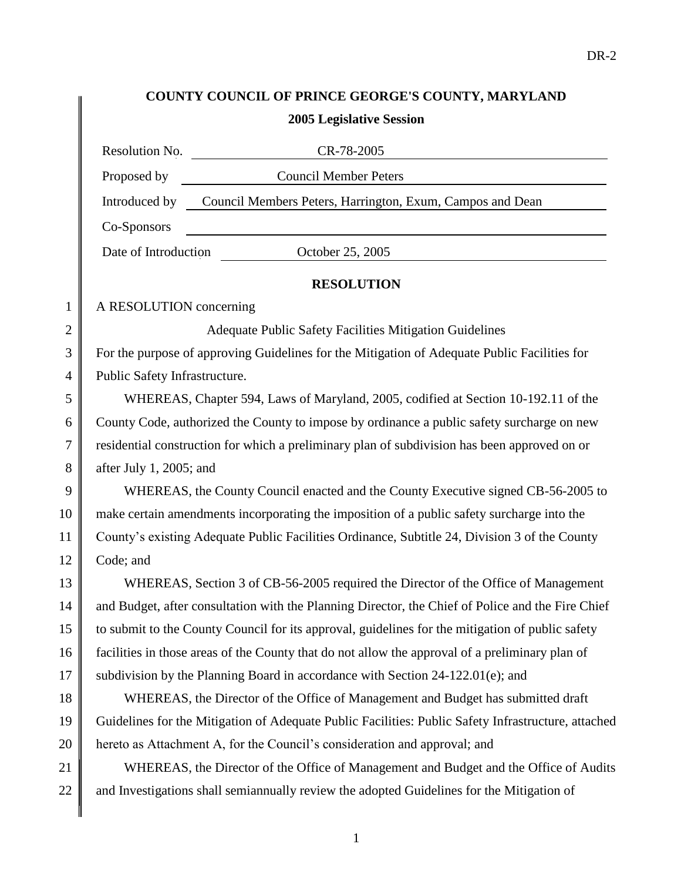DR-2

**COUNTY COUNCIL OF PRINCE GEORGE'S COUNTY, MARYLAND**

**2005 Legislative Session**

| | |
|---|---|
| Resolution No. | CR-78-2005 |
| Proposed by | Council Member Peters |
| Introduced by | Council Members Peters, Harrington, Exum, Campos and Dean |
| Co-Sponsors | |
| Date of Introduction | October 25, 2005 |

**RESOLUTION**

A RESOLUTION concerning

Adequate Public Safety Facilities Mitigation Guidelines

For the purpose of approving Guidelines for the Mitigation of Adequate Public Facilities for Public Safety Infrastructure.

WHEREAS, Chapter 594, Laws of Maryland, 2005, codified at Section 10-192.11 of the County Code, authorized the County to impose by ordinance a public safety surcharge on new residential construction for which a preliminary plan of subdivision has been approved on or after July 1, 2005; and

WHEREAS, the County Council enacted and the County Executive signed CB-56-2005 to make certain amendments incorporating the imposition of a public safety surcharge into the County's existing Adequate Public Facilities Ordinance, Subtitle 24, Division 3 of the County Code; and

WHEREAS, Section 3 of CB-56-2005 required the Director of the Office of Management and Budget, after consultation with the Planning Director, the Chief of Police and the Fire Chief to submit to the County Council for its approval, guidelines for the mitigation of public safety facilities in those areas of the County that do not allow the approval of a preliminary plan of subdivision by the Planning Board in accordance with Section 24-122.01(e); and

WHEREAS, the Director of the Office of Management and Budget has submitted draft Guidelines for the Mitigation of Adequate Public Facilities: Public Safety Infrastructure, attached hereto as Attachment A, for the Council's consideration and approval; and

WHEREAS, the Director of the Office of Management and Budget and the Office of Audits and Investigations shall semiannually review the adopted Guidelines for the Mitigation of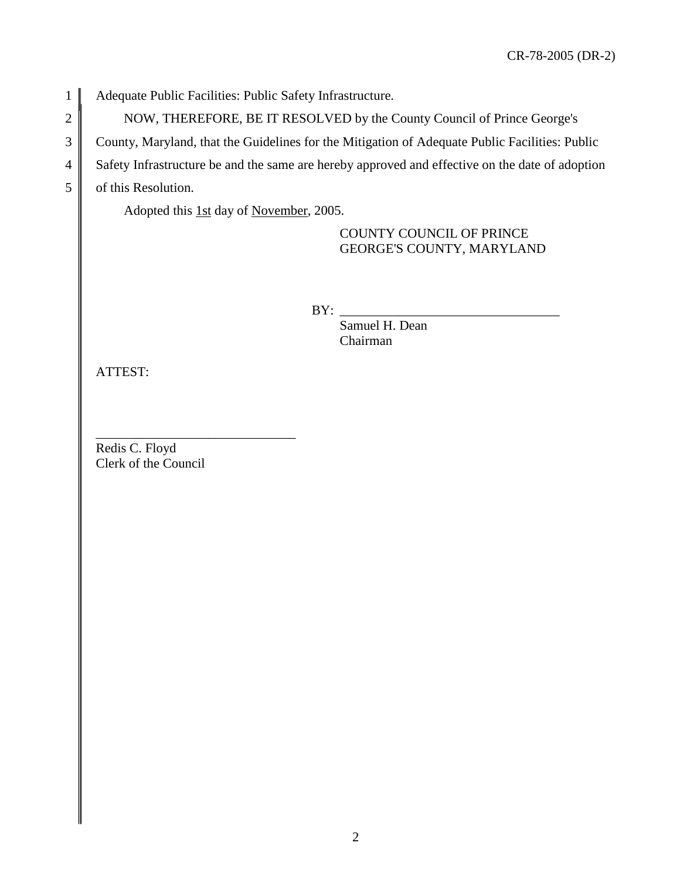Adequate Public Facilities: Public Safety Infrastructure.

NOW, THEREFORE, BE IT RESOLVED by the County Council of Prince George's County, Maryland, that the Guidelines for the Mitigation of Adequate Public Facilities: Public Safety Infrastructure be and the same are hereby approved and effective on the date of adoption of this Resolution.

Adopted this 1st day of November, 2005.

COUNTY COUNCIL OF PRINCE GEORGE'S COUNTY, MARYLAND

BY: _________________________________
Samuel H. Dean
Chairman

ATTEST:

_______________________________
Redis C. Floyd
Clerk of the Council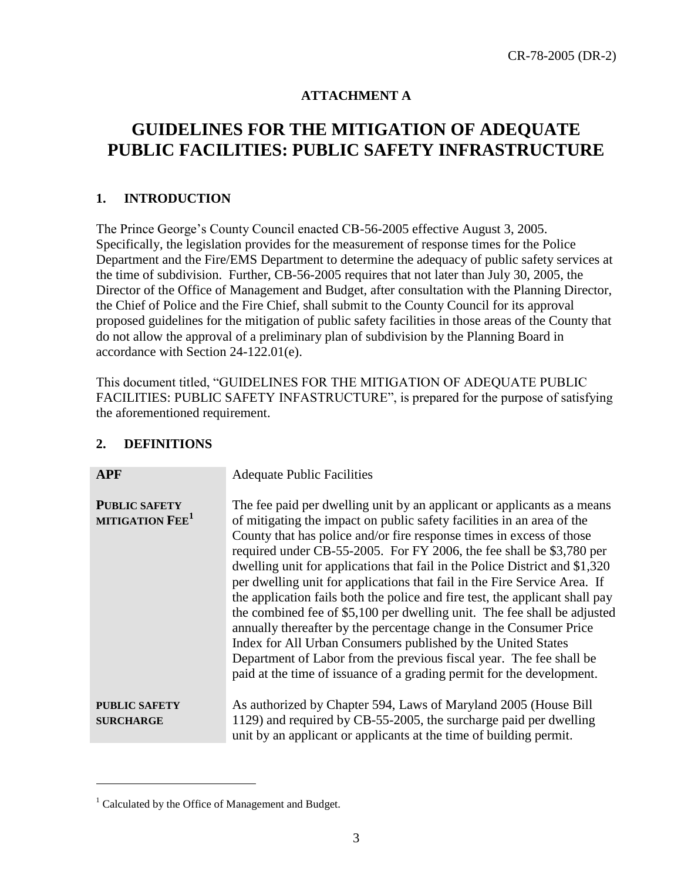CR-78-2005 (DR-2)

**ATTACHMENT A**

# GUIDELINES FOR THE MITIGATION OF ADEQUATE PUBLIC FACILITIES: PUBLIC SAFETY INFRASTRUCTURE

## 1. INTRODUCTION

The Prince George's County Council enacted CB-56-2005 effective August 3, 2005. Specifically, the legislation provides for the measurement of response times for the Police Department and the Fire/EMS Department to determine the adequacy of public safety services at the time of subdivision. Further, CB-56-2005 requires that not later than July 30, 2005, the Director of the Office of Management and Budget, after consultation with the Planning Director, the Chief of Police and the Fire Chief, shall submit to the County Council for its approval proposed guidelines for the mitigation of public safety facilities in those areas of the County that do not allow the approval of a preliminary plan of subdivision by the Planning Board in accordance with Section 24-122.01(e).

This document titled, "GUIDELINES FOR THE MITIGATION OF ADEQUATE PUBLIC FACILITIES: PUBLIC SAFETY INFASTRUCTURE", is prepared for the purpose of satisfying the aforementioned requirement.

## 2. DEFINITIONS

| | |
|---|---|
| **APF** | Adequate Public Facilities |
| **PUBLIC SAFETY MITIGATION FEE**[1] | The fee paid per dwelling unit by an applicant or applicants as a means of mitigating the impact on public safety facilities in an area of the County that has police and/or fire response times in excess of those required under CB-55-2005. For FY 2006, the fee shall be $3,780 per dwelling unit for applications that fail in the Police District and $1,320 per dwelling unit for applications that fail in the Fire Service Area. If the application fails both the police and fire test, the applicant shall pay the combined fee of $5,100 per dwelling unit. The fee shall be adjusted annually thereafter by the percentage change in the Consumer Price Index for All Urban Consumers published by the United States Department of Labor from the previous fiscal year. The fee shall be paid at the time of issuance of a grading permit for the development. |
| **PUBLIC SAFETY SURCHARGE** | As authorized by Chapter 594, Laws of Maryland 2005 (House Bill 1129) and required by CB-55-2005, the surcharge paid per dwelling unit by an applicant or applicants at the time of building permit. |

[1] Calculated by the Office of Management and Budget.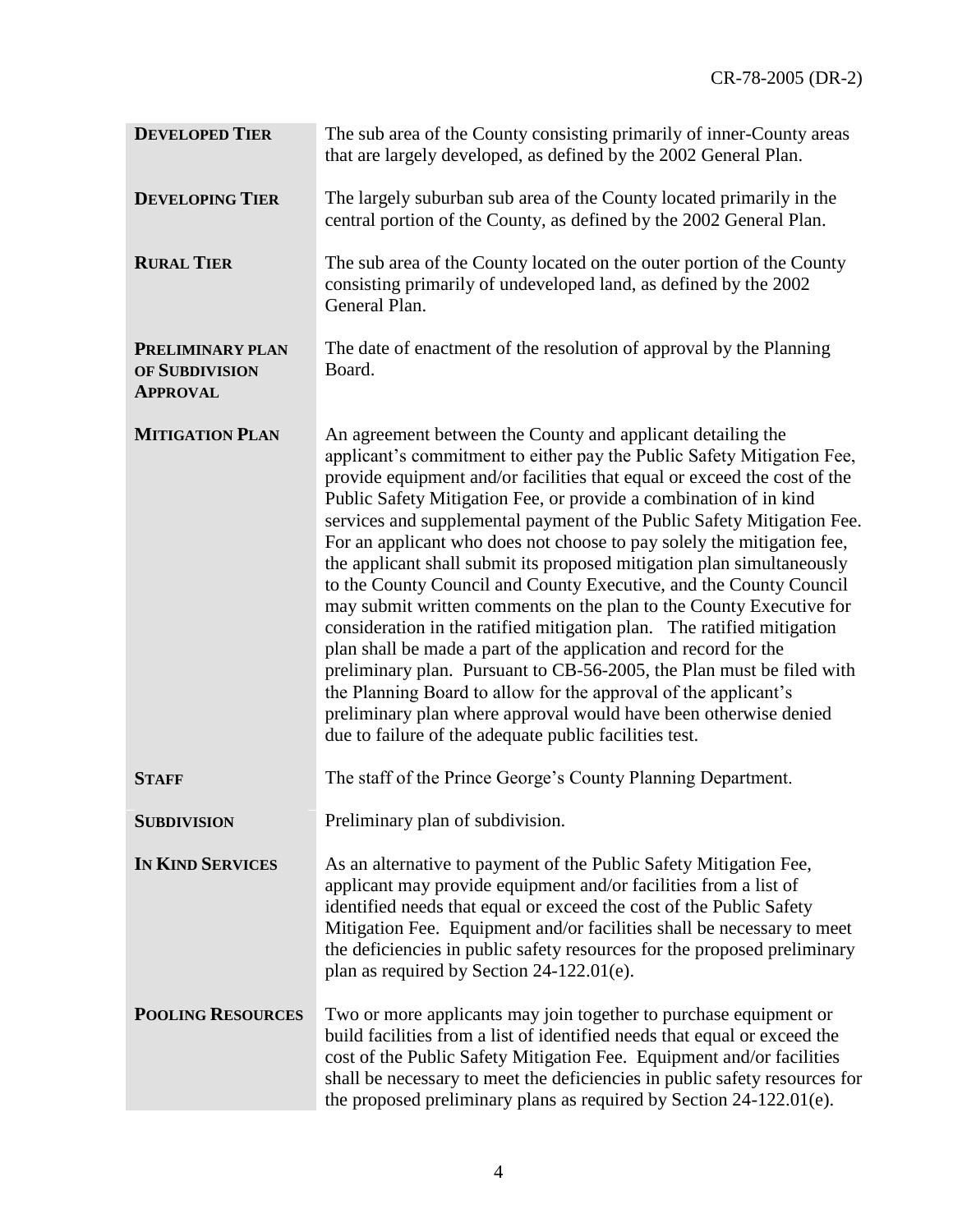| | |
|---|---|
| **DEVELOPED TIER** | The sub area of the County consisting primarily of inner-County areas that are largely developed, as defined by the 2002 General Plan. |
| **DEVELOPING TIER** | The largely suburban sub area of the County located primarily in the central portion of the County, as defined by the 2002 General Plan. |
| **RURAL TIER** | The sub area of the County located on the outer portion of the County consisting primarily of undeveloped land, as defined by the 2002 General Plan. |
| **PRELIMINARY PLAN OF SUBDIVISION APPROVAL** | The date of enactment of the resolution of approval by the Planning Board. |
| **MITIGATION PLAN** | An agreement between the County and applicant detailing the applicant's commitment to either pay the Public Safety Mitigation Fee, provide equipment and/or facilities that equal or exceed the cost of the Public Safety Mitigation Fee, or provide a combination of in kind services and supplemental payment of the Public Safety Mitigation Fee. For an applicant who does not choose to pay solely the mitigation fee, the applicant shall submit its proposed mitigation plan simultaneously to the County Council and County Executive, and the County Council may submit written comments on the plan to the County Executive for consideration in the ratified mitigation plan. The ratified mitigation plan shall be made a part of the application and record for the preliminary plan. Pursuant to CB-56-2005, the Plan must be filed with the Planning Board to allow for the approval of the applicant's preliminary plan where approval would have been otherwise denied due to failure of the adequate public facilities test. |
| **STAFF** | The staff of the Prince George's County Planning Department. |
| **SUBDIVISION** | Preliminary plan of subdivision. |
| **IN KIND SERVICES** | As an alternative to payment of the Public Safety Mitigation Fee, applicant may provide equipment and/or facilities from a list of identified needs that equal or exceed the cost of the Public Safety Mitigation Fee. Equipment and/or facilities shall be necessary to meet the deficiencies in public safety resources for the proposed preliminary plan as required by Section 24-122.01(e). |
| **POOLING RESOURCES** | Two or more applicants may join together to purchase equipment or build facilities from a list of identified needs that equal or exceed the cost of the Public Safety Mitigation Fee. Equipment and/or facilities shall be necessary to meet the deficiencies in public safety resources for the proposed preliminary plans as required by Section 24-122.01(e). |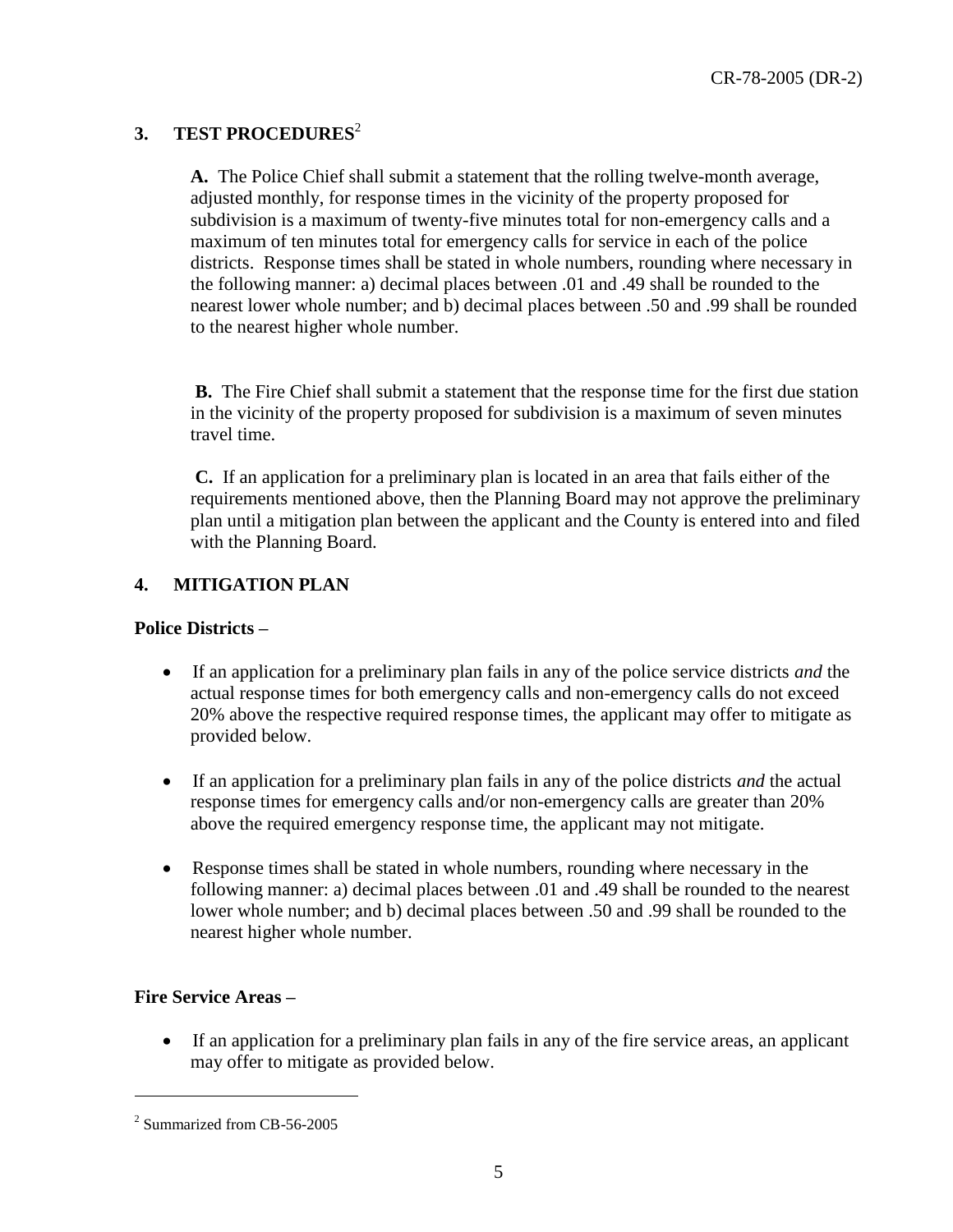## 3. TEST PROCEDURES[2]

**A.** The Police Chief shall submit a statement that the rolling twelve-month average, adjusted monthly, for response times in the vicinity of the property proposed for subdivision is a maximum of twenty-five minutes total for non-emergency calls and a maximum of ten minutes total for emergency calls for service in each of the police districts. Response times shall be stated in whole numbers, rounding where necessary in the following manner: a) decimal places between .01 and .49 shall be rounded to the nearest lower whole number; and b) decimal places between .50 and .99 shall be rounded to the nearest higher whole number.

**B.** The Fire Chief shall submit a statement that the response time for the first due station in the vicinity of the property proposed for subdivision is a maximum of seven minutes travel time.

**C.** If an application for a preliminary plan is located in an area that fails either of the requirements mentioned above, then the Planning Board may not approve the preliminary plan until a mitigation plan between the applicant and the County is entered into and filed with the Planning Board.

## 4. MITIGATION PLAN

**Police Districts –**

- If an application for a preliminary plan fails in any of the police service districts *and* the actual response times for both emergency calls and non-emergency calls do not exceed 20% above the respective required response times, the applicant may offer to mitigate as provided below.
- If an application for a preliminary plan fails in any of the police districts *and* the actual response times for emergency calls and/or non-emergency calls are greater than 20% above the required emergency response time, the applicant may not mitigate.
- Response times shall be stated in whole numbers, rounding where necessary in the following manner: a) decimal places between .01 and .49 shall be rounded to the nearest lower whole number; and b) decimal places between .50 and .99 shall be rounded to the nearest higher whole number.

**Fire Service Areas –**

- If an application for a preliminary plan fails in any of the fire service areas, an applicant may offer to mitigate as provided below.

---

[2] Summarized from CB-56-2005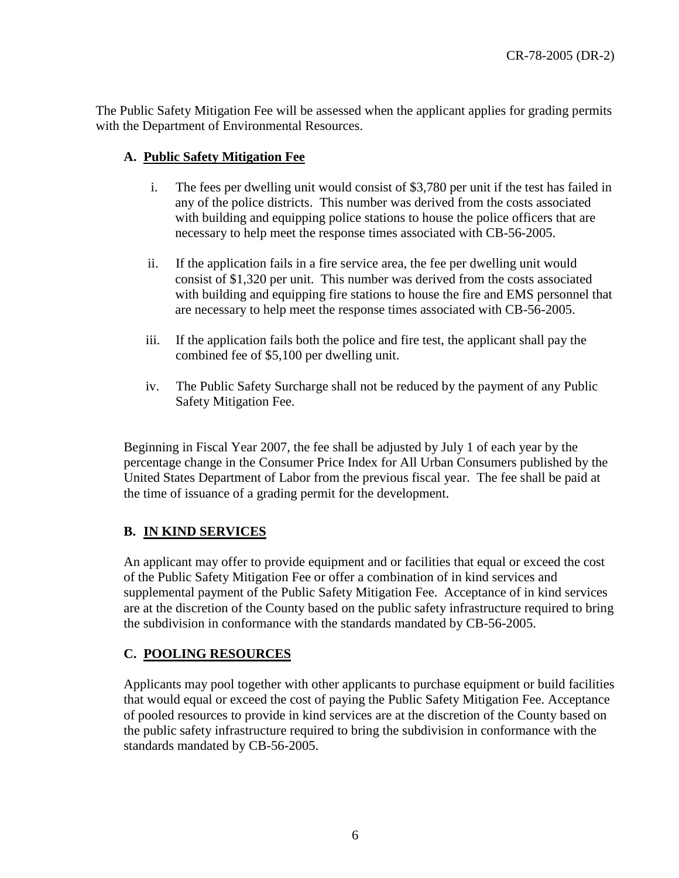The Public Safety Mitigation Fee will be assessed when the applicant applies for grading permits with the Department of Environmental Resources.

**A. Public Safety Mitigation Fee**

i. The fees per dwelling unit would consist of $3,780 per unit if the test has failed in any of the police districts. This number was derived from the costs associated with building and equipping police stations to house the police officers that are necessary to help meet the response times associated with CB-56-2005.

ii. If the application fails in a fire service area, the fee per dwelling unit would consist of $1,320 per unit. This number was derived from the costs associated with building and equipping fire stations to house the fire and EMS personnel that are necessary to help meet the response times associated with CB-56-2005.

iii. If the application fails both the police and fire test, the applicant shall pay the combined fee of $5,100 per dwelling unit.

iv. The Public Safety Surcharge shall not be reduced by the payment of any Public Safety Mitigation Fee.

Beginning in Fiscal Year 2007, the fee shall be adjusted by July 1 of each year by the percentage change in the Consumer Price Index for All Urban Consumers published by the United States Department of Labor from the previous fiscal year. The fee shall be paid at the time of issuance of a grading permit for the development.

**B. IN KIND SERVICES**

An applicant may offer to provide equipment and or facilities that equal or exceed the cost of the Public Safety Mitigation Fee or offer a combination of in kind services and supplemental payment of the Public Safety Mitigation Fee. Acceptance of in kind services are at the discretion of the County based on the public safety infrastructure required to bring the subdivision in conformance with the standards mandated by CB-56-2005.

**C. POOLING RESOURCES**

Applicants may pool together with other applicants to purchase equipment or build facilities that would equal or exceed the cost of paying the Public Safety Mitigation Fee. Acceptance of pooled resources to provide in kind services are at the discretion of the County based on the public safety infrastructure required to bring the subdivision in conformance with the standards mandated by CB-56-2005.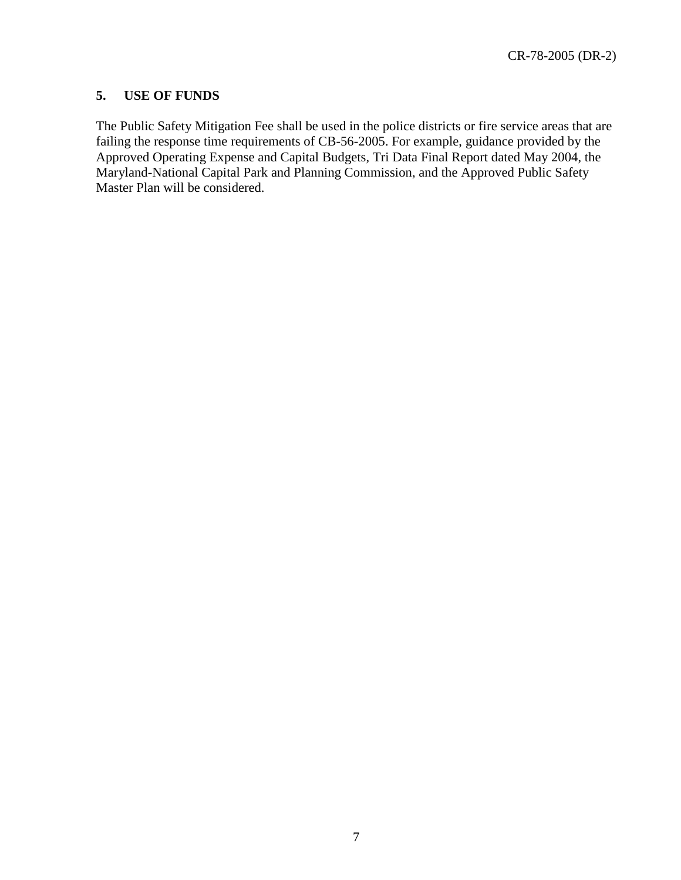## 5. USE OF FUNDS

The Public Safety Mitigation Fee shall be used in the police districts or fire service areas that are failing the response time requirements of CB-56-2005. For example, guidance provided by the Approved Operating Expense and Capital Budgets, Tri Data Final Report dated May 2004, the Maryland-National Capital Park and Planning Commission, and the Approved Public Safety Master Plan will be considered.